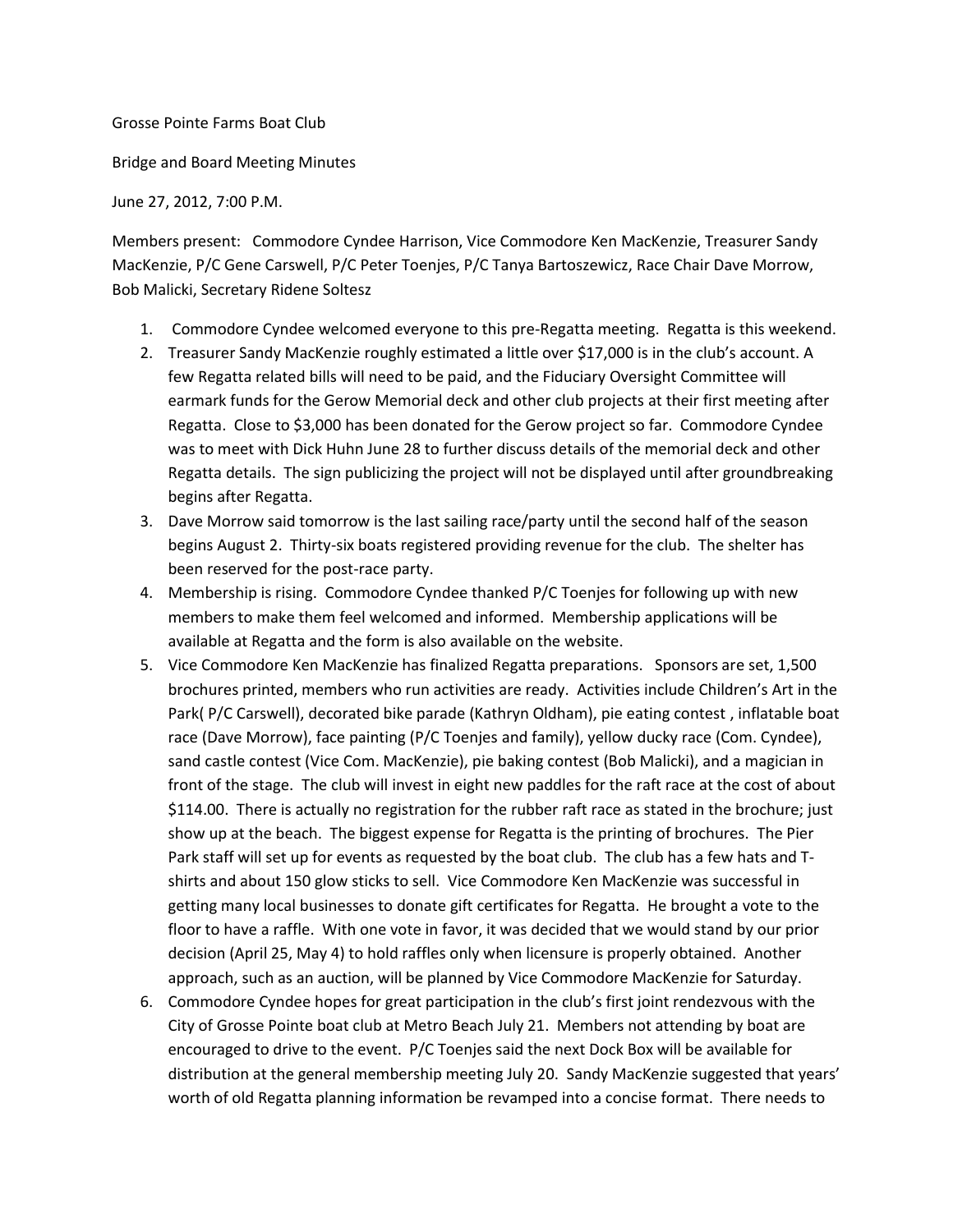Grosse Pointe Farms Boat Club

Bridge and Board Meeting Minutes

June 27, 2012, 7:00 P.M.

Members present: Commodore Cyndee Harrison, Vice Commodore Ken MacKenzie, Treasurer Sandy MacKenzie, P/C Gene Carswell, P/C Peter Toenjes, P/C Tanya Bartoszewicz, Race Chair Dave Morrow, Bob Malicki, Secretary Ridene Soltesz

1. Commodore Cyndee welcomed everyone to this pre-Regatta meeting. Regatta is this weekend.
2. Treasurer Sandy MacKenzie roughly estimated a little over $17,000 is in the club's account. A few Regatta related bills will need to be paid, and the Fiduciary Oversight Committee will earmark funds for the Gerow Memorial deck and other club projects at their first meeting after Regatta. Close to $3,000 has been donated for the Gerow project so far. Commodore Cyndee was to meet with Dick Huhn June 28 to further discuss details of the memorial deck and other Regatta details. The sign publicizing the project will not be displayed until after groundbreaking begins after Regatta.
3. Dave Morrow said tomorrow is the last sailing race/party until the second half of the season begins August 2. Thirty-six boats registered providing revenue for the club. The shelter has been reserved for the post-race party.
4. Membership is rising. Commodore Cyndee thanked P/C Toenjes for following up with new members to make them feel welcomed and informed. Membership applications will be available at Regatta and the form is also available on the website.
5. Vice Commodore Ken MacKenzie has finalized Regatta preparations. Sponsors are set, 1,500 brochures printed, members who run activities are ready. Activities include Children's Art in the Park( P/C Carswell), decorated bike parade (Kathryn Oldham), pie eating contest , inflatable boat race (Dave Morrow), face painting (P/C Toenjes and family), yellow ducky race (Com. Cyndee), sand castle contest (Vice Com. MacKenzie), pie baking contest (Bob Malicki), and a magician in front of the stage. The club will invest in eight new paddles for the raft race at the cost of about $114.00. There is actually no registration for the rubber raft race as stated in the brochure; just show up at the beach. The biggest expense for Regatta is the printing of brochures. The Pier Park staff will set up for events as requested by the boat club. The club has a few hats and T-shirts and about 150 glow sticks to sell. Vice Commodore Ken MacKenzie was successful in getting many local businesses to donate gift certificates for Regatta. He brought a vote to the floor to have a raffle. With one vote in favor, it was decided that we would stand by our prior decision (April 25, May 4) to hold raffles only when licensure is properly obtained. Another approach, such as an auction, will be planned by Vice Commodore MacKenzie for Saturday.
6. Commodore Cyndee hopes for great participation in the club's first joint rendezvous with the City of Grosse Pointe boat club at Metro Beach July 21. Members not attending by boat are encouraged to drive to the event. P/C Toenjes said the next Dock Box will be available for distribution at the general membership meeting July 20. Sandy MacKenzie suggested that years' worth of old Regatta planning information be revamped into a concise format. There needs to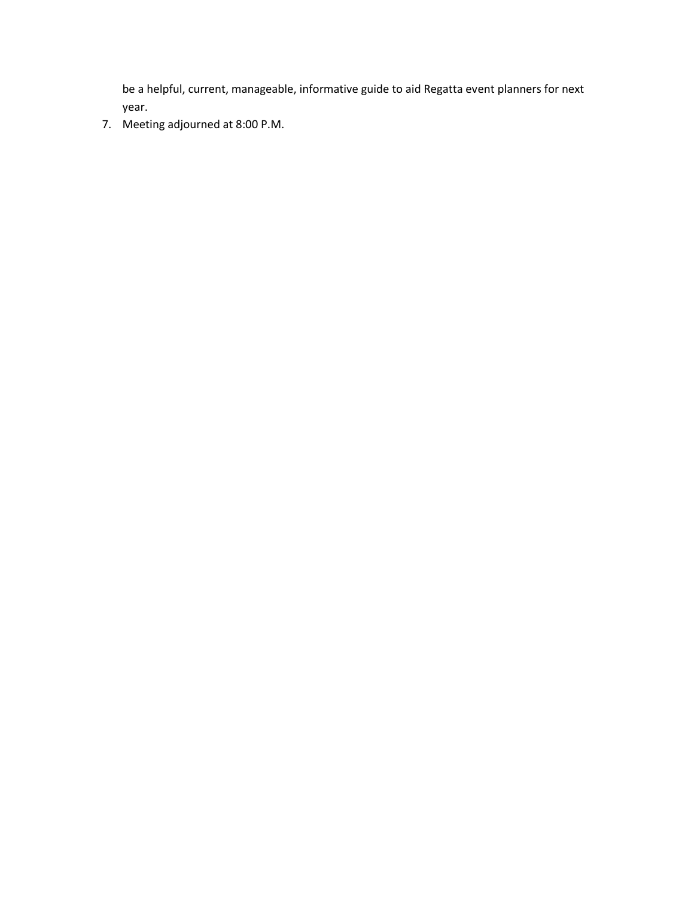be a helpful, current, manageable, informative guide to aid Regatta event planners for next year.

7. Meeting adjourned at 8:00 P.M.